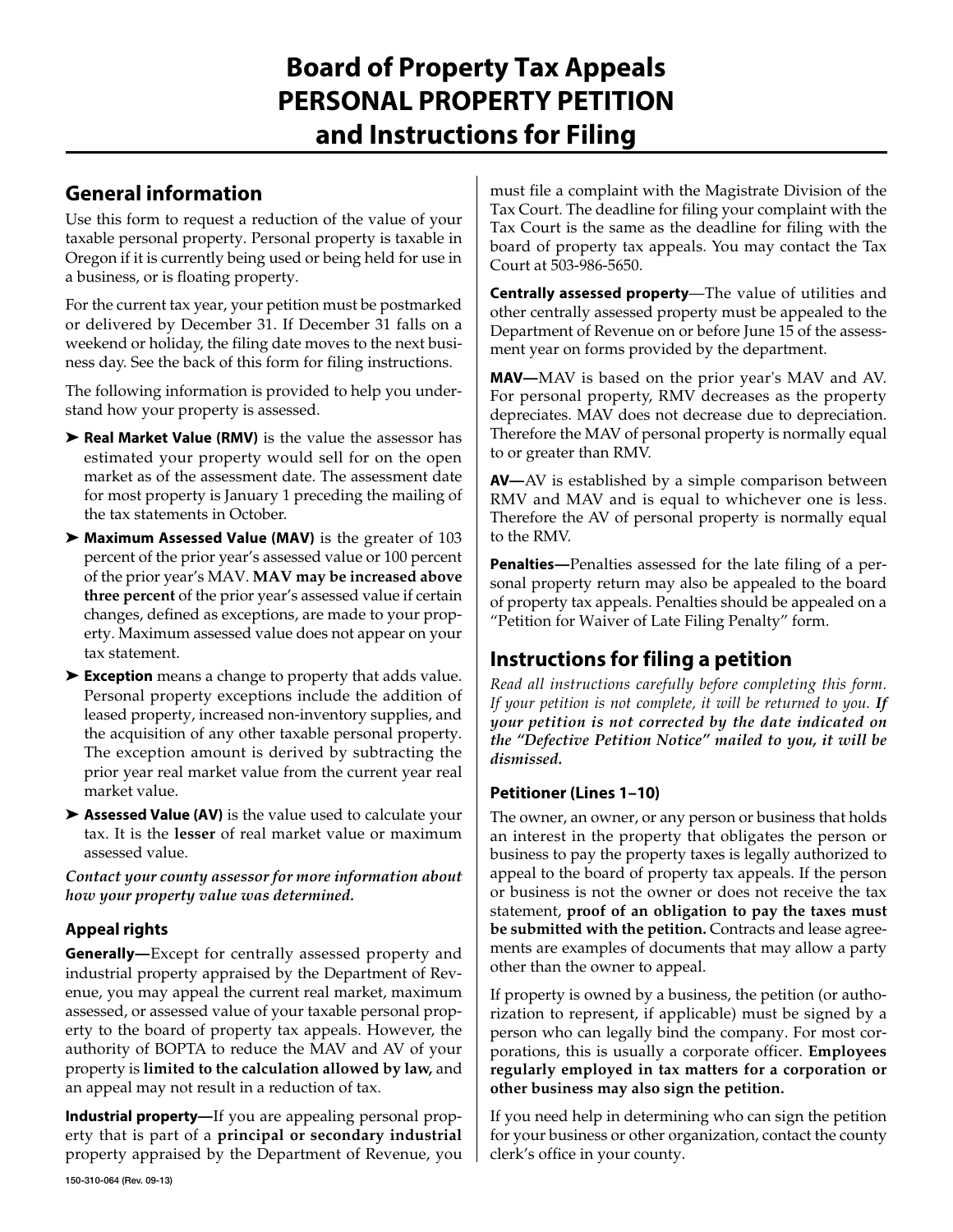# Board of Property Tax Appeals PERSONAL PROPERTY PETITION and Instructions for Filing

## General information

Use this form to request a reduction of the value of your taxable personal property. Personal property is taxable in Oregon if it is currently being used or being held for use in a business, or is floating property.

For the current tax year, your petition must be postmarked or delivered by December 31. If December 31 falls on a weekend or holiday, the filing date moves to the next business day. See the back of this form for filing instructions.

The following information is provided to help you understand how your property is assessed.

- **Real Market Value (RMV)** is the value the assessor has estimated your property would sell for on the open market as of the assessment date. The assessment date for most property is January 1 preceding the mailing of the tax statements in October.
- **Maximum Assessed Value (MAV)** is the greater of 103 percent of the prior year's assessed value or 100 percent of the prior year's MAV. **MAV may be increased above three percent** of the prior year's assessed value if certain changes, defined as exceptions, are made to your property. Maximum assessed value does not appear on your tax statement.
- **Exception** means a change to property that adds value. Personal property exceptions include the addition of leased property, increased non-inventory supplies, and the acquisition of any other taxable personal property. The exception amount is derived by subtracting the prior year real market value from the current year real market value.
- **Assessed Value (AV)** is the value used to calculate your tax. It is the **lesser** of real market value or maximum assessed value.

***Contact your county assessor for more information about how your property value was determined.***

### Appeal rights

**Generally—**Except for centrally assessed property and industrial property appraised by the Department of Revenue, you may appeal the current real market, maximum assessed, or assessed value of your taxable personal property to the board of property tax appeals. However, the authority of BOPTA to reduce the MAV and AV of your property is **limited to the calculation allowed by law,** and an appeal may not result in a reduction of tax.

**Industrial property—**If you are appealing personal property that is part of a **principal or secondary industrial** property appraised by the Department of Revenue, you must file a complaint with the Magistrate Division of the Tax Court. The deadline for filing your complaint with the Tax Court is the same as the deadline for filing with the board of property tax appeals. You may contact the Tax Court at 503-986-5650.

**Centrally assessed property**—The value of utilities and other centrally assessed property must be appealed to the Department of Revenue on or before June 15 of the assessment year on forms provided by the department.

**MAV—**MAV is based on the prior year's MAV and AV. For personal property, RMV decreases as the property depreciates. MAV does not decrease due to depreciation. Therefore the MAV of personal property is normally equal to or greater than RMV.

**AV—**AV is established by a simple comparison between RMV and MAV and is equal to whichever one is less. Therefore the AV of personal property is normally equal to the RMV.

**Penalties—**Penalties assessed for the late filing of a personal property return may also be appealed to the board of property tax appeals. Penalties should be appealed on a "Petition for Waiver of Late Filing Penalty" form.

## Instructions for filing a petition

*Read all instructions carefully before completing this form. If your petition is not complete, it will be returned to you.* ***If your petition is not corrected by the date indicated on the "Defective Petition Notice" mailed to you, it will be dismissed.***

### Petitioner (Lines 1–10)

The owner, an owner, or any person or business that holds an interest in the property that obligates the person or business to pay the property taxes is legally authorized to appeal to the board of property tax appeals. If the person or business is not the owner or does not receive the tax statement, **proof of an obligation to pay the taxes must be submitted with the petition.** Contracts and lease agreements are examples of documents that may allow a party other than the owner to appeal.

If property is owned by a business, the petition (or authorization to represent, if applicable) must be signed by a person who can legally bind the company. For most corporations, this is usually a corporate officer. **Employees regularly employed in tax matters for a corporation or other business may also sign the petition.**

If you need help in determining who can sign the petition for your business or other organization, contact the county clerk's office in your county.

150-310-064 (Rev. 09-13)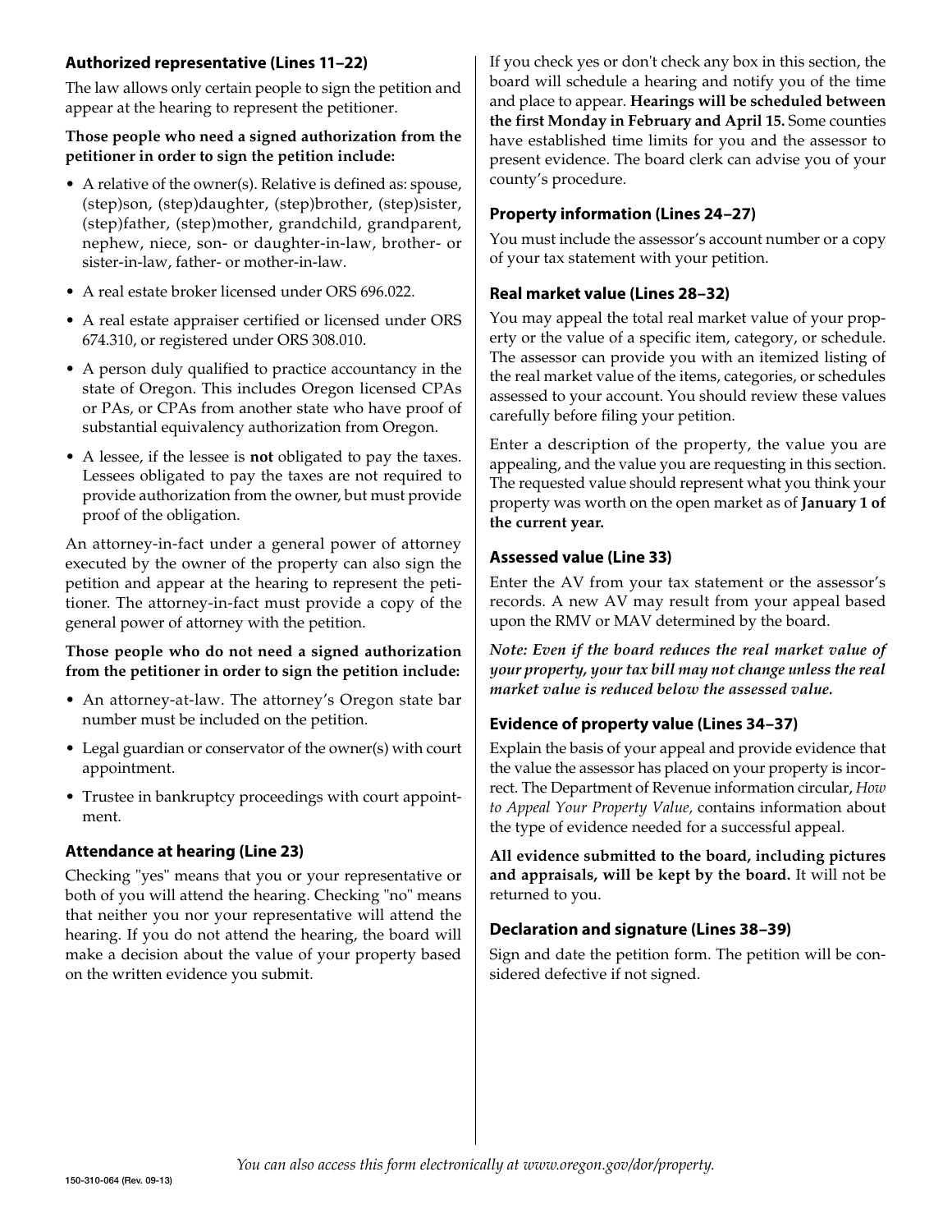### Authorized representative (Lines 11–22)

The law allows only certain people to sign the petition and appear at the hearing to represent the petitioner.

**Those people who need a signed authorization from the petitioner in order to sign the petition include:**

- A relative of the owner(s). Relative is defined as: spouse, (step)son, (step)daughter, (step)brother, (step)sister, (step)father, (step)mother, grandchild, grandparent, nephew, niece, son- or daughter-in-law, brother- or sister-in-law, father- or mother-in-law.
- A real estate broker licensed under ORS 696.022.
- A real estate appraiser certified or licensed under ORS 674.310, or registered under ORS 308.010.
- A person duly qualified to practice accountancy in the state of Oregon. This includes Oregon licensed CPAs or PAs, or CPAs from another state who have proof of substantial equivalency authorization from Oregon.
- A lessee, if the lessee is **not** obligated to pay the taxes. Lessees obligated to pay the taxes are not required to provide authorization from the owner, but must provide proof of the obligation.

An attorney-in-fact under a general power of attorney executed by the owner of the property can also sign the petition and appear at the hearing to represent the petitioner. The attorney-in-fact must provide a copy of the general power of attorney with the petition.

**Those people who do not need a signed authorization from the petitioner in order to sign the petition include:**

- An attorney-at-law. The attorney's Oregon state bar number must be included on the petition.
- Legal guardian or conservator of the owner(s) with court appointment.
- Trustee in bankruptcy proceedings with court appointment.

### Attendance at hearing (Line 23)

Checking "yes" means that you or your representative or both of you will attend the hearing. Checking "no" means that neither you nor your representative will attend the hearing. If you do not attend the hearing, the board will make a decision about the value of your property based on the written evidence you submit.

If you check yes or don't check any box in this section, the board will schedule a hearing and notify you of the time and place to appear. **Hearings will be scheduled between the first Monday in February and April 15.** Some counties have established time limits for you and the assessor to present evidence. The board clerk can advise you of your county's procedure.

### Property information (Lines 24–27)

You must include the assessor's account number or a copy of your tax statement with your petition.

### Real market value (Lines 28–32)

You may appeal the total real market value of your property or the value of a specific item, category, or schedule. The assessor can provide you with an itemized listing of the real market value of the items, categories, or schedules assessed to your account. You should review these values carefully before filing your petition.

Enter a description of the property, the value you are appealing, and the value you are requesting in this section. The requested value should represent what you think your property was worth on the open market as of **January 1 of the current year.**

### Assessed value (Line 33)

Enter the AV from your tax statement or the assessor's records. A new AV may result from your appeal based upon the RMV or MAV determined by the board.

***Note: Even if the board reduces the real market value of your property, your tax bill may not change unless the real market value is reduced below the assessed value.***

### Evidence of property value (Lines 34–37)

Explain the basis of your appeal and provide evidence that the value the assessor has placed on your property is incorrect. The Department of Revenue information circular, *How to Appeal Your Property Value,* contains information about the type of evidence needed for a successful appeal.

**All evidence submitted to the board, including pictures and appraisals, will be kept by the board.** It will not be returned to you.

### Declaration and signature (Lines 38–39)

Sign and date the petition form. The petition will be considered defective if not signed.

*You can also access this form electronically at www.oregon.gov/dor/property.*

150-310-064 (Rev. 09-13)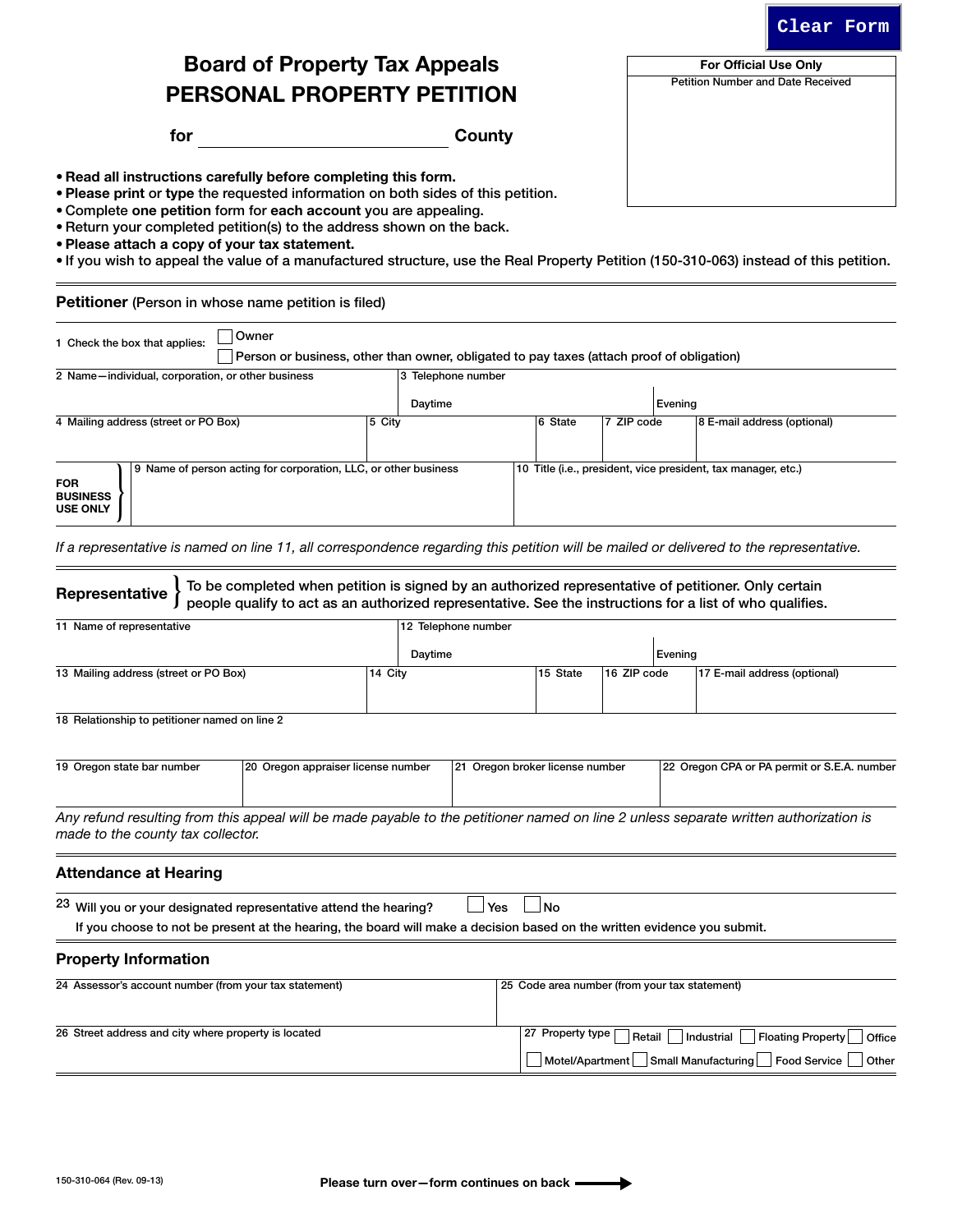Clear Form

# Board of Property Tax Appeals
# PERSONAL PROPERTY PETITION

**for** ______________________ **County**

| For Official Use Only |
|---|
| Petition Number and Date Received |

- **Read all instructions carefully before completing this form.**
- **Please print** or **type** the requested information on both sides of this petition.
- Complete **one petition** form for **each account** you are appealing.
- Return your completed petition(s) to the address shown on the back.
- **Please attach a copy of your tax statement.**
- If you wish to appeal the value of a manufactured structure, use the Real Property Petition (150-310-063) instead of this petition.

## Petitioner (Person in whose name petition is filed)

1 Check the box that applies: ☐ Owner
☐ Person or business, other than owner, obligated to pay taxes (attach proof of obligation)

| 2 Name—individual, corporation, or other business | 3 Telephone number Daytime | Evening | | |
|---|---|---|---|---|
| | | | | |

| 4 Mailing address (street or PO Box) | 5 City | 6 State | 7 ZIP code | 8 E-mail address (optional) |
|---|---|---|---|---|
| | | | | |

**FOR BUSINESS USE ONLY**

| 9 Name of person acting for corporation, LLC, or other business | 10 Title (i.e., president, vice president, tax manager, etc.) |
|---|---|
| | |

*If a representative is named on line 11, all correspondence regarding this petition will be mailed or delivered to the representative.*

## Representative

To be completed when petition is signed by an authorized representative of petitioner. Only certain people qualify to act as an authorized representative. See the instructions for a list of who qualifies.

| 11 Name of representative | 12 Telephone number Daytime | Evening | | |
|---|---|---|---|---|
| | | | | |

| 13 Mailing address (street or PO Box) | 14 City | 15 State | 16 ZIP code | 17 E-mail address (optional) |
|---|---|---|---|---|
| | | | | |

18 Relationship to petitioner named on line 2

| 19 Oregon state bar number | 20 Oregon appraiser license number | 21 Oregon broker license number | 22 Oregon CPA or PA permit or S.E.A. number |
|---|---|---|---|
| | | | |

*Any refund resulting from this appeal will be made payable to the petitioner named on line 2 unless separate written authorization is made to the county tax collector.*

## Attendance at Hearing

23 Will you or your designated representative attend the hearing? ☐ Yes ☐ No

If you choose to not be present at the hearing, the board will make a decision based on the written evidence you submit.

## Property Information

| 24 Assessor's account number (from your tax statement) | 25 Code area number (from your tax statement) |
|---|---|
| | |

| 26 Street address and city where property is located | 27 Property type ☐ Retail ☐ Industrial ☐ Floating Property ☐ Office ☐ Motel/Apartment ☐ Small Manufacturing ☐ Food Service ☐ Other |
|---|---|
| | |

150-310-064 (Rev. 09-13)

**Please turn over—form continues on back** →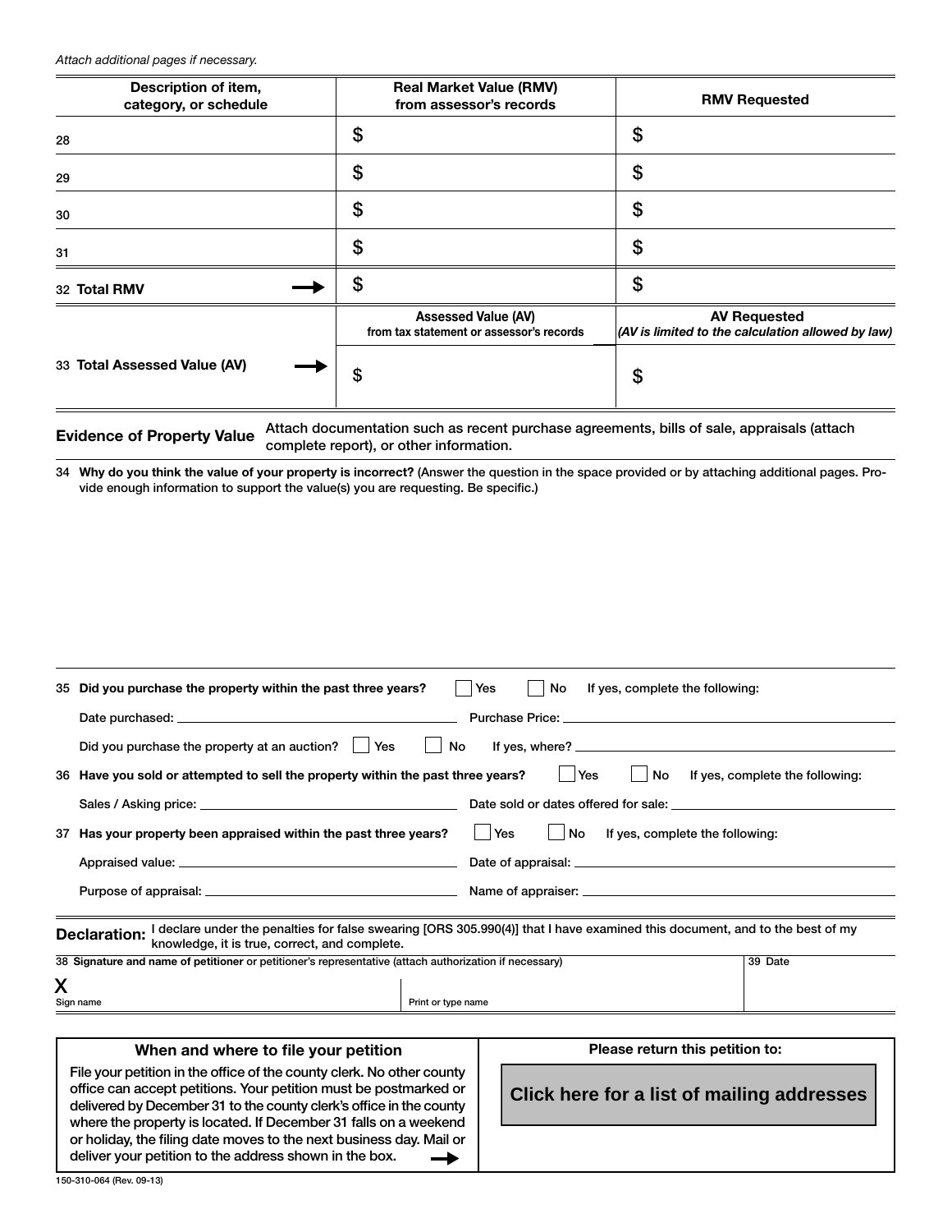*Attach additional pages if necessary.*

| Description of item, category, or schedule | Real Market Value (RMV) from assessor's records | RMV Requested |
|---|---|---|
| 28 | $ | $ |
| 29 | $ | $ |
| 30 | $ | $ |
| 31 | $ | $ |
| 32 **Total RMV** → | $ | $ |
| | **Assessed Value (AV)** from tax statement or assessor's records | **AV Requested** *(AV is limited to the calculation allowed by law)* |
| 33 **Total Assessed Value (AV)** → | $ | $ |

**Evidence of Property Value** Attach documentation such as recent purchase agreements, bills of sale, appraisals (attach complete report), or other information.

34 **Why do you think the value of your property is incorrect?** (Answer the question in the space provided or by attaching additional pages. Provide enough information to support the value(s) you are requesting. Be specific.)

35 **Did you purchase the property within the past three years?** ☐ Yes ☐ No If yes, complete the following:

Date purchased: ____________________ Purchase Price: ____________________

Did you purchase the property at an auction? ☐ Yes ☐ No If yes, where? ____________________

36 **Have you sold or attempted to sell the property within the past three years?** ☐ Yes ☐ No If yes, complete the following:

Sales / Asking price: ____________________ Date sold or dates offered for sale: ____________________

37 **Has your property been appraised within the past three years?** ☐ Yes ☐ No If yes, complete the following:

Appraised value: ____________________ Date of appraisal: ____________________

Purpose of appraisal: ____________________ Name of appraiser: ____________________

**Declaration:** I declare under the penalties for false swearing [ORS 305.990(4)] that I have examined this document, and to the best of my knowledge, it is true, correct, and complete.

| 38 **Signature and name of petitioner** or petitioner's representative (attach authorization if necessary) | | 39 Date |
|---|---|---|
| X Sign name | Print or type name | |

| When and where to file your petition | Please return this petition to: |
|---|---|
| File your petition in the office of the county clerk. No other county office can accept petitions. Your petition must be postmarked or delivered by December 31 to the county clerk's office in the county where the property is located. If December 31 falls on a weekend or holiday, the filing date moves to the next business day. Mail or deliver your petition to the address shown in the box. → | **Click here for a list of mailing addresses** |

150-310-064 (Rev. 09-13)